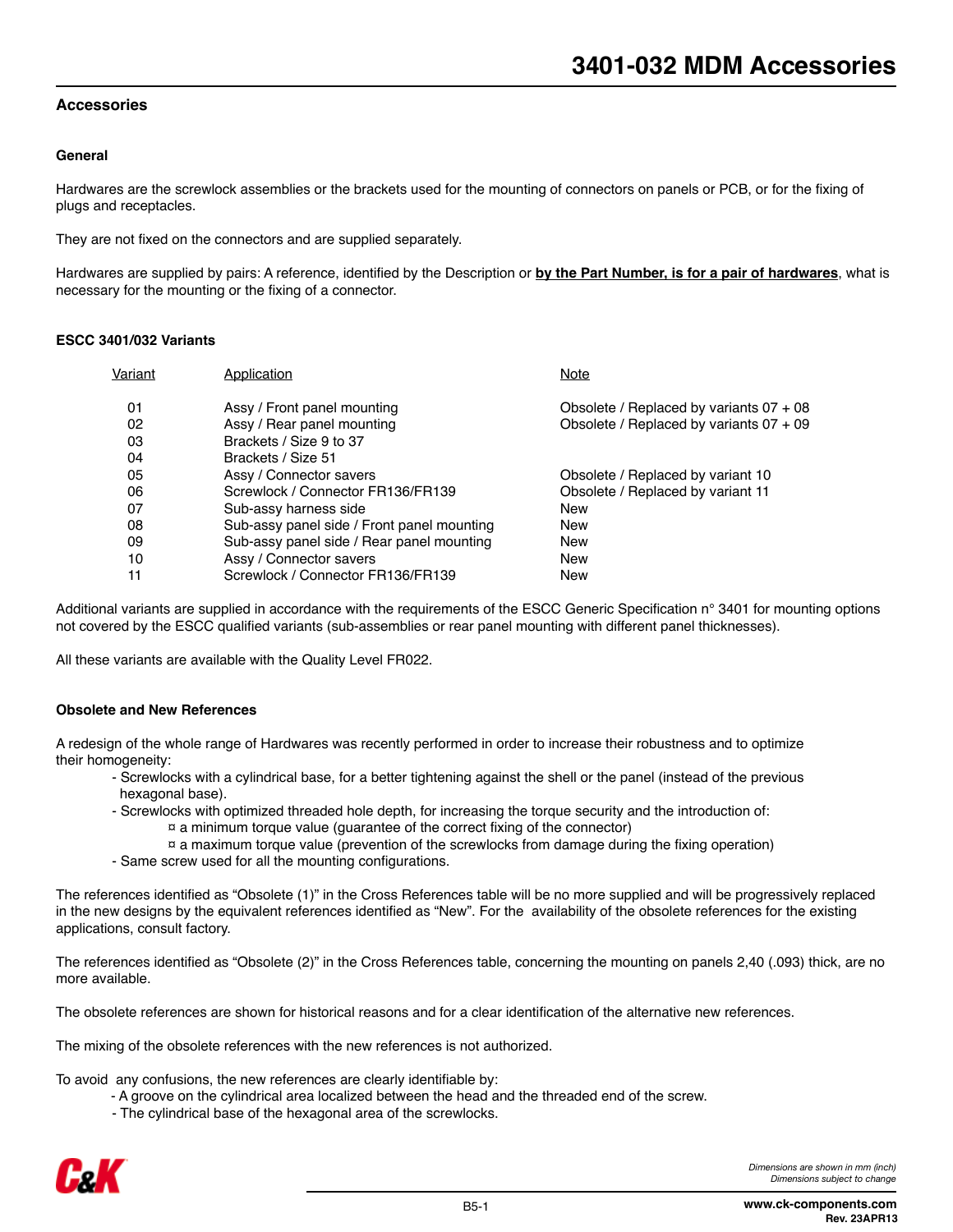# 3401-032 MDM Accessories

## Accessories

### General

Hardwares are the screwlock assemblies or the brackets used for the mounting of connectors on panels or PCB, or for the fixing of plugs and receptacles.

They are not fixed on the connectors and are supplied separately.

Hardwares are supplied by pairs: A reference, identified by the Description or **by the Part Number, is for a pair of hardwares**, what is necessary for the mounting or the fixing of a connector.

### ESCC 3401/032 Variants

| Variant | Application | Note |
|---|---|---|
| 01 | Assy / Front panel mounting | Obsolete / Replaced by variants 07 + 08 |
| 02 | Assy / Rear panel mounting | Obsolete / Replaced by variants 07 + 09 |
| 03 | Brackets / Size 9 to 37 | |
| 04 | Brackets / Size 51 | |
| 05 | Assy / Connector savers | Obsolete / Replaced by variant 10 |
| 06 | Screwlock / Connector FR136/FR139 | Obsolete / Replaced by variant 11 |
| 07 | Sub-assy harness side | New |
| 08 | Sub-assy panel side / Front panel mounting | New |
| 09 | Sub-assy panel side / Rear panel mounting | New |
| 10 | Assy / Connector savers | New |
| 11 | Screwlock / Connector FR136/FR139 | New |

Additional variants are supplied in accordance with the requirements of the ESCC Generic Specification n° 3401 for mounting options not covered by the ESCC qualified variants (sub-assemblies or rear panel mounting with different panel thicknesses).

All these variants are available with the Quality Level FR022.

### Obsolete and New References

A redesign of the whole range of Hardwares was recently performed in order to increase their robustness and to optimize their homogeneity:

- Screwlocks with a cylindrical base, for a better tightening against the shell or the panel (instead of the previous hexagonal base).
- Screwlocks with optimized threaded hole depth, for increasing the torque security and the introduction of:
  - ¤ a minimum torque value (guarantee of the correct fixing of the connector)
  - ¤ a maximum torque value (prevention of the screwlocks from damage during the fixing operation)
- Same screw used for all the mounting configurations.

The references identified as “Obsolete (1)” in the Cross References table will be no more supplied and will be progressively replaced in the new designs by the equivalent references identified as “New”. For the availability of the obsolete references for the existing applications, consult factory.

The references identified as “Obsolete (2)” in the Cross References table, concerning the mounting on panels 2,40 (.093) thick, are no more available.

The obsolete references are shown for historical reasons and for a clear identification of the alternative new references.

The mixing of the obsolete references with the new references is not authorized.

To avoid any confusions, the new references are clearly identifiable by:

- A groove on the cylindrical area localized between the head and the threaded end of the screw.
- The cylindrical base of the hexagonal area of the screwlocks.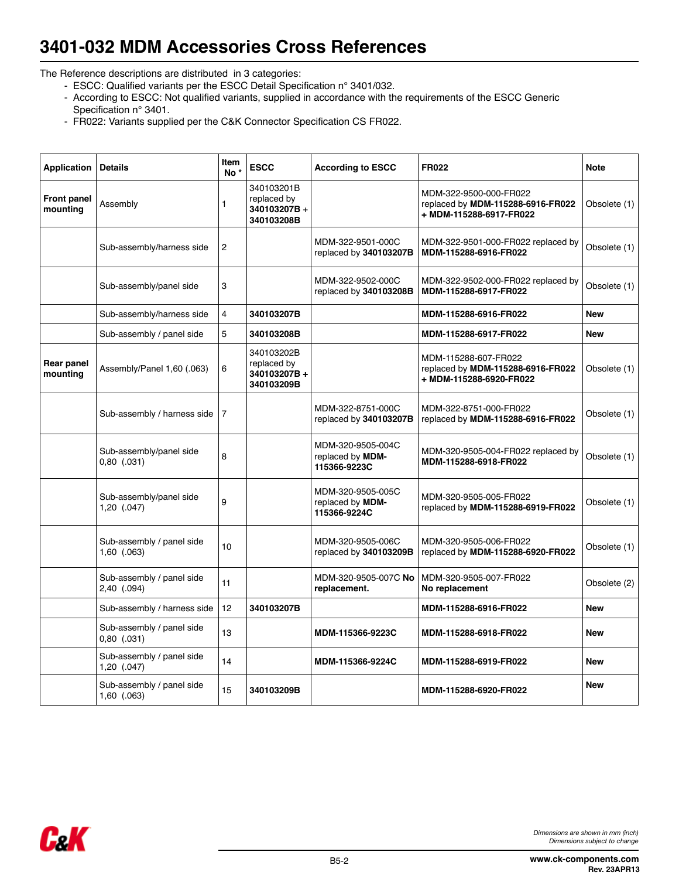# 3401-032 MDM Accessories Cross References

The Reference descriptions are distributed in 3 categories:

- ESCC: Qualified variants per the ESCC Detail Specification n° 3401/032.
- According to ESCC: Not qualified variants, supplied in accordance with the requirements of the ESCC Generic Specification n° 3401.
- FR022: Variants supplied per the C&K Connector Specification CS FR022.

| Application | Details | Item No * | ESCC | According to ESCC | FR022 | Note |
|---|---|---|---|---|---|---|
| **Front panel mounting** | Assembly | 1 | 340103201B replaced by **340103207B** + **340103208B** | | MDM-322-9500-000-FR022 replaced by **MDM-115288-6916-FR022 + MDM-115288-6917-FR022** | Obsolete (1) |
| | Sub-assembly/harness side | 2 | | MDM-322-9501-000C replaced by **340103207B** | MDM-322-9501-000-FR022 replaced by **MDM-115288-6916-FR022** | Obsolete (1) |
| | Sub-assembly/panel side | 3 | | MDM-322-9502-000C replaced by **340103208B** | MDM-322-9502-000-FR022 replaced by **MDM-115288-6917-FR022** | Obsolete (1) |
| | Sub-assembly/harness side | 4 | **340103207B** | | **MDM-115288-6916-FR022** | **New** |
| | Sub-assembly / panel side | 5 | **340103208B** | | **MDM-115288-6917-FR022** | **New** |
| **Rear panel mounting** | Assembly/Panel 1,60 (.063) | 6 | 340103202B replaced by **340103207B + 340103209B** | | MDM-115288-607-FR022 replaced by **MDM-115288-6916-FR022 + MDM-115288-6920-FR022** | Obsolete (1) |
| | Sub-assembly / harness side | 7 | | MDM-322-8751-000C replaced by **340103207B** | MDM-322-8751-000-FR022 replaced by **MDM-115288-6916-FR022** | Obsolete (1) |
| | Sub-assembly/panel side 0,80 (.031) | 8 | | MDM-320-9505-004C replaced by **MDM-115366-9223C** | MDM-320-9505-004-FR022 replaced by **MDM-115288-6918-FR022** | Obsolete (1) |
| | Sub-assembly/panel side 1,20 (.047) | 9 | | MDM-320-9505-005C replaced by **MDM-115366-9224C** | MDM-320-9505-005-FR022 replaced by **MDM-115288-6919-FR022** | Obsolete (1) |
| | Sub-assembly / panel side 1,60 (.063) | 10 | | MDM-320-9505-006C replaced by **340103209B** | MDM-320-9505-006-FR022 replaced by **MDM-115288-6920-FR022** | Obsolete (1) |
| | Sub-assembly / panel side 2,40 (.094) | 11 | | MDM-320-9505-007C **No replacement.** | MDM-320-9505-007-FR022 **No replacement** | Obsolete (2) |
| | Sub-assembly / harness side | 12 | **340103207B** | | **MDM-115288-6916-FR022** | **New** |
| | Sub-assembly / panel side 0,80 (.031) | 13 | | **MDM-115366-9223C** | **MDM-115288-6918-FR022** | **New** |
| | Sub-assembly / panel side 1,20 (.047) | 14 | | **MDM-115366-9224C** | **MDM-115288-6919-FR022** | **New** |
| | Sub-assembly / panel side 1,60 (.063) | 15 | **340103209B** | | **MDM-115288-6920-FR022** | **New** |

*Dimensions are shown in mm (inch)*
*Dimensions subject to change*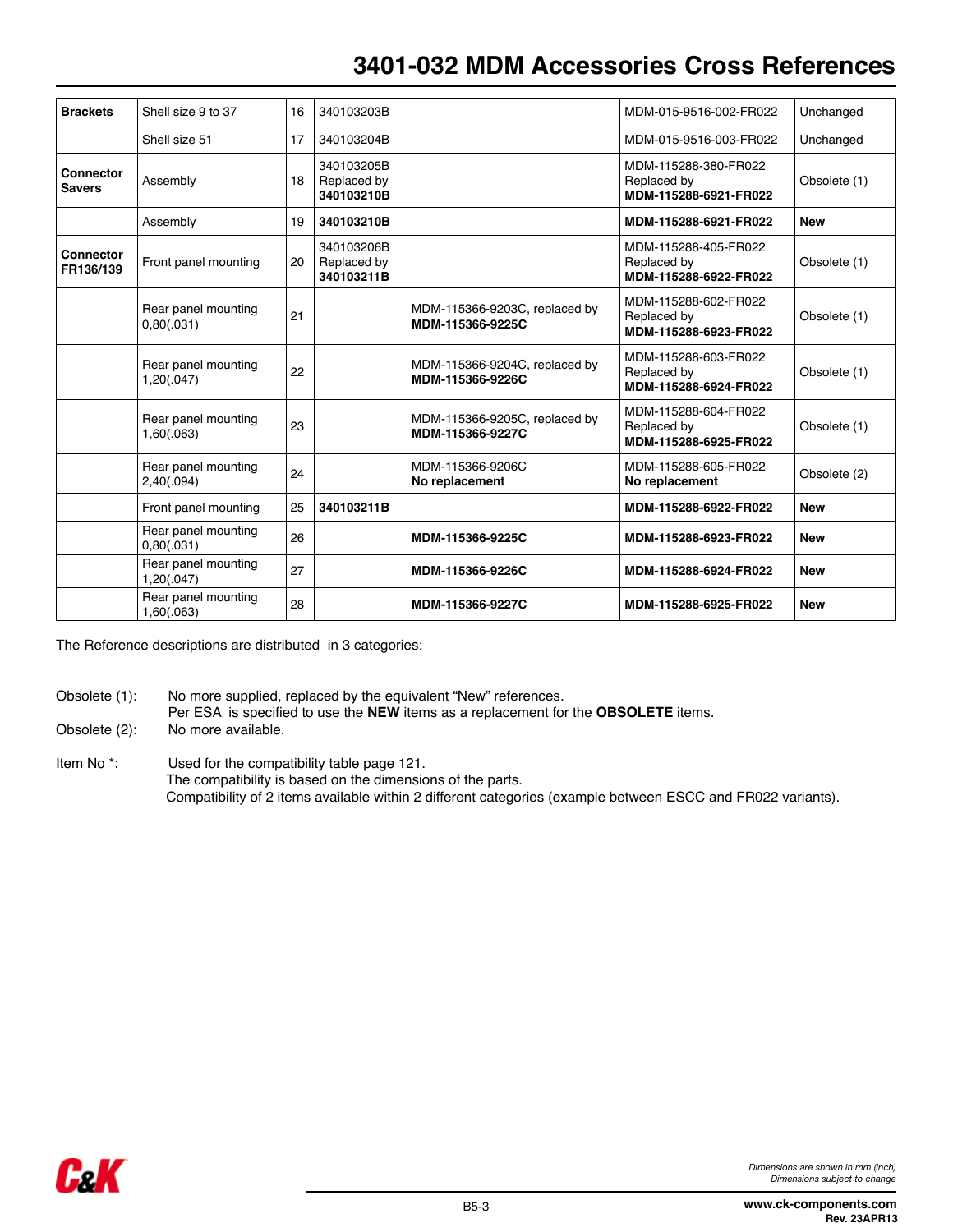# 3401-032 MDM Accessories Cross References

| | | | | | | |
|---|---|---|---|---|---|---|
| **Brackets** | Shell size 9 to 37 | 16 | 340103203B | | MDM-015-9516-002-FR022 | Unchanged |
| | Shell size 51 | 17 | 340103204B | | MDM-015-9516-003-FR022 | Unchanged |
| **Connector Savers** | Assembly | 18 | 340103205B Replaced by **340103210B** | | MDM-115288-380-FR022 Replaced by **MDM-115288-6921-FR022** | Obsolete (1) |
| | Assembly | 19 | **340103210B** | | **MDM-115288-6921-FR022** | **New** |
| **Connector FR136/139** | Front panel mounting | 20 | 340103206B Replaced by **340103211B** | | MDM-115288-405-FR022 Replaced by **MDM-115288-6922-FR022** | Obsolete (1) |
| | Rear panel mounting 0,80(.031) | 21 | | MDM-115366-9203C, replaced by **MDM-115366-9225C** | MDM-115288-602-FR022 Replaced by **MDM-115288-6923-FR022** | Obsolete (1) |
| | Rear panel mounting 1,20(.047) | 22 | | MDM-115366-9204C, replaced by **MDM-115366-9226C** | MDM-115288-603-FR022 Replaced by **MDM-115288-6924-FR022** | Obsolete (1) |
| | Rear panel mounting 1,60(.063) | 23 | | MDM-115366-9205C, replaced by **MDM-115366-9227C** | MDM-115288-604-FR022 Replaced by **MDM-115288-6925-FR022** | Obsolete (1) |
| | Rear panel mounting 2,40(.094) | 24 | | MDM-115366-9206C **No replacement** | MDM-115288-605-FR022 **No replacement** | Obsolete (2) |
| | Front panel mounting | 25 | **340103211B** | | **MDM-115288-6922-FR022** | **New** |
| | Rear panel mounting 0,80(.031) | 26 | | **MDM-115366-9225C** | **MDM-115288-6923-FR022** | **New** |
| | Rear panel mounting 1,20(.047) | 27 | | **MDM-115366-9226C** | **MDM-115288-6924-FR022** | **New** |
| | Rear panel mounting 1,60(.063) | 28 | | **MDM-115366-9227C** | **MDM-115288-6925-FR022** | **New** |

The Reference descriptions are distributed in 3 categories:

Obsolete (1): No more supplied, replaced by the equivalent "New" references.
Per ESA is specified to use the **NEW** items as a replacement for the **OBSOLETE** items.

Obsolete (2): No more available.

Item No *: Used for the compatibility table page 121.
The compatibility is based on the dimensions of the parts.
Compatibility of 2 items available within 2 different categories (example between ESCC and FR022 variants).

*Dimensions are shown in mm (inch)*
*Dimensions subject to change*

**www.ck-components.com**
**Rev. 23APR13**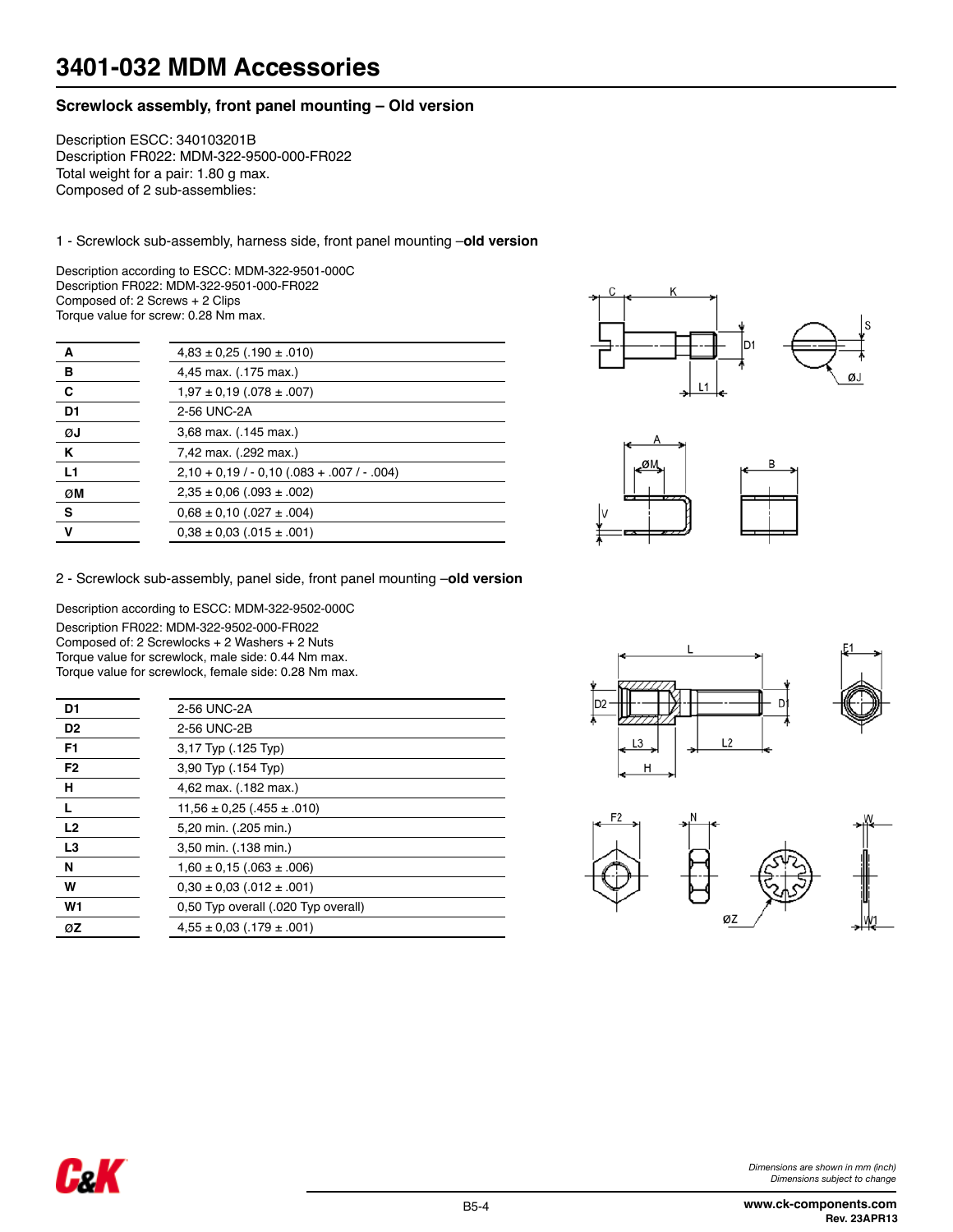# 3401-032 MDM Accessories

## Screwlock assembly, front panel mounting – Old version

Description ESCC: 340103201B
Description FR022: MDM-322-9500-000-FR022
Total weight for a pair: 1.80 g max.
Composed of 2 sub-assemblies:

1 - Screwlock sub-assembly, harness side, front panel mounting –**old version**

Description according to ESCC: MDM-322-9501-000C
Description FR022: MDM-322-9501-000-FR022
Composed of: 2 Screws + 2 Clips
Torque value for screw: 0.28 Nm max.

| | |
|---|---|
| **A** | 4,83 ± 0,25 (.190 ± .010) |
| **B** | 4,45 max. (.175 max.) |
| **C** | 1,97 ± 0,19 (.078 ± .007) |
| **D1** | 2-56 UNC-2A |
| **ØJ** | 3,68 max. (.145 max.) |
| **K** | 7,42 max. (.292 max.) |
| **L1** | 2,10 + 0,19 / - 0,10 (.083 + .007 / - .004) |
| **ØM** | 2,35 ± 0,06 (.093 ± .002) |
| **S** | 0,68 ± 0,10 (.027 ± .004) |
| **V** | 0,38 ± 0,03 (.015 ± .001) |

2 - Screwlock sub-assembly, panel side, front panel mounting –**old version**

Description according to ESCC: MDM-322-9502-000C
Description FR022: MDM-322-9502-000-FR022
Composed of: 2 Screwlocks + 2 Washers + 2 Nuts
Torque value for screwlock, male side: 0.44 Nm max.
Torque value for screwlock, female side: 0.28 Nm max.

| | |
|---|---|
| **D1** | 2-56 UNC-2A |
| **D2** | 2-56 UNC-2B |
| **F1** | 3,17 Typ (.125 Typ) |
| **F2** | 3,90 Typ (.154 Typ) |
| **H** | 4,62 max. (.182 max.) |
| **L** | 11,56 ± 0,25 (.455 ± .010) |
| **L2** | 5,20 min. (.205 min.) |
| **L3** | 3,50 min. (.138 min.) |
| **N** | 1,60 ± 0,15 (.063 ± .006) |
| **W** | 0,30 ± 0,03 (.012 ± .001) |
| **W1** | 0,50 Typ overall (.020 Typ overall) |
| **ØZ** | 4,55 ± 0,03 (.179 ± .001) |

*Dimensions are shown in mm (inch)*
*Dimensions subject to change*

www.ck-components.com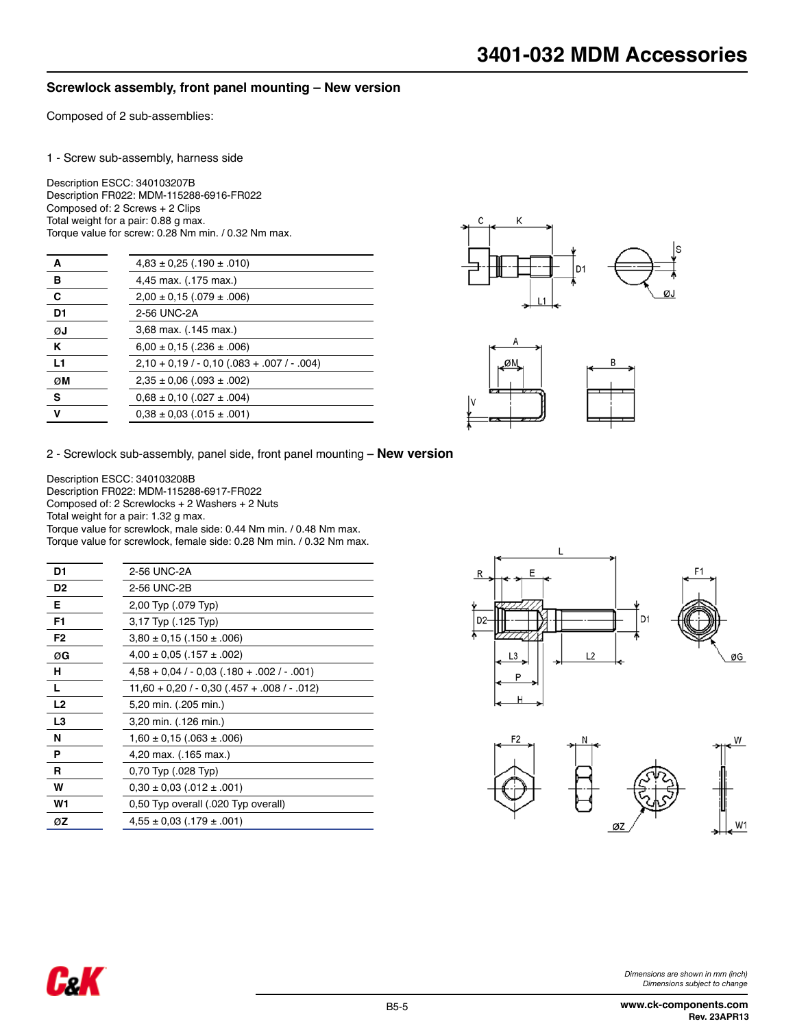# 3401-032 MDM Accessories

## Screwlock assembly, front panel mounting – New version

Composed of 2 sub-assemblies:

### 1 - Screw sub-assembly, harness side

Description ESCC: 340103207B
Description FR022: MDM-115288-6916-FR022
Composed of: 2 Screws + 2 Clips
Total weight for a pair: 0.88 g max.
Torque value for screw: 0.28 Nm min. / 0.32 Nm max.

| | |
|---|---|
| **A** | 4,83 ± 0,25 (.190 ± .010) |
| **B** | 4,45 max. (.175 max.) |
| **C** | 2,00 ± 0,15 (.079 ± .006) |
| **D1** | 2-56 UNC-2A |
| **ØJ** | 3,68 max. (.145 max.) |
| **K** | 6,00 ± 0,15 (.236 ± .006) |
| **L1** | 2,10 + 0,19 / - 0,10 (.083 + .007 / - .004) |
| **ØM** | 2,35 ± 0,06 (.093 ± .002) |
| **S** | 0,68 ± 0,10 (.027 ± .004) |
| **V** | 0,38 ± 0,03 (.015 ± .001) |

### 2 - Screwlock sub-assembly, panel side, front panel mounting – **New version**

Description ESCC: 340103208B
Description FR022: MDM-115288-6917-FR022
Composed of: 2 Screwlocks + 2 Washers + 2 Nuts
Total weight for a pair: 1.32 g max.
Torque value for screwlock, male side: 0.44 Nm min. / 0.48 Nm max.
Torque value for screwlock, female side: 0.28 Nm min. / 0.32 Nm max.

| | |
|---|---|
| **D1** | 2-56 UNC-2A |
| **D2** | 2-56 UNC-2B |
| **E** | 2,00 Typ (.079 Typ) |
| **F1** | 3,17 Typ (.125 Typ) |
| **F2** | 3,80 ± 0,15 (.150 ± .006) |
| **ØG** | 4,00 ± 0,05 (.157 ± .002) |
| **H** | 4,58 + 0,04 / - 0,03 (.180 + .002 / - .001) |
| **L** | 11,60 + 0,20 / - 0,30 (.457 + .008 / - .012) |
| **L2** | 5,20 min. (.205 min.) |
| **L3** | 3,20 min. (.126 min.) |
| **N** | 1,60 ± 0,15 (.063 ± .006) |
| **P** | 4,20 max. (.165 max.) |
| **R** | 0,70 Typ (.028 Typ) |
| **W** | 0,30 ± 0,03 (.012 ± .001) |
| **W1** | 0,50 Typ overall (.020 Typ overall) |
| **ØZ** | 4,55 ± 0,03 (.179 ± .001) |

*Dimensions are shown in mm (inch)*
*Dimensions subject to change*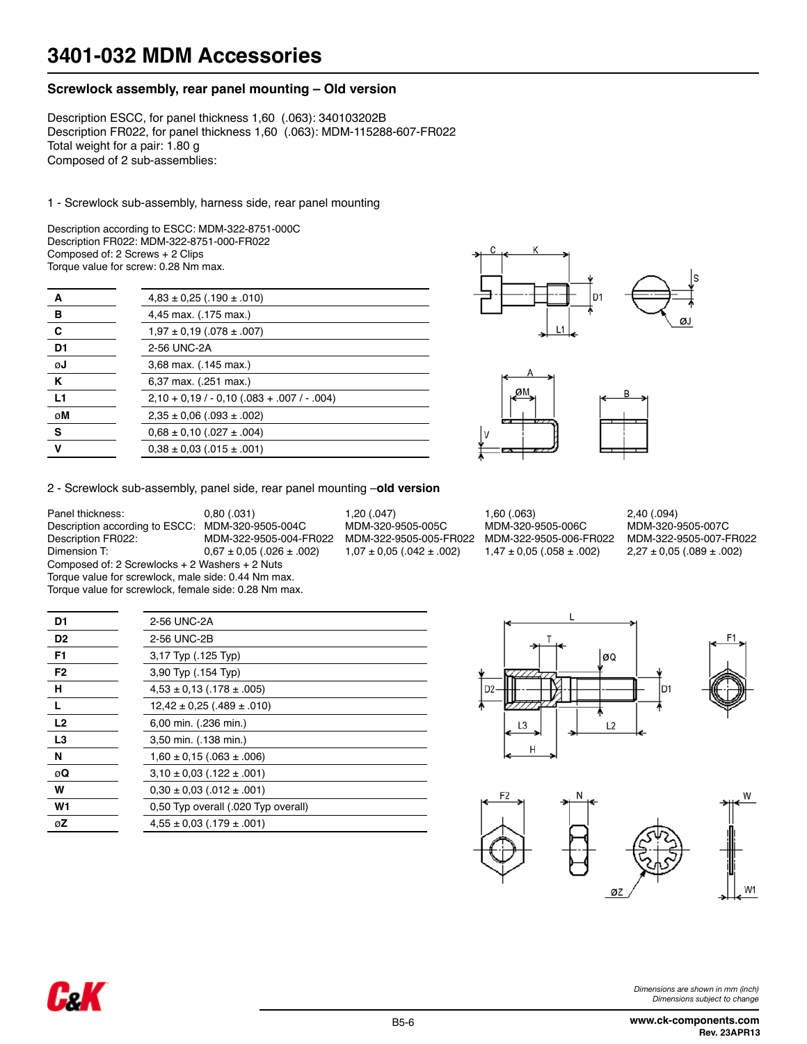# 3401-032 MDM Accessories

## Screwlock assembly, rear panel mounting – Old version

Description ESCC, for panel thickness 1,60 (.063): 340103202B
Description FR022, for panel thickness 1,60 (.063): MDM-115288-607-FR022
Total weight for a pair: 1.80 g
Composed of 2 sub-assemblies:

1 - Screwlock sub-assembly, harness side, rear panel mounting

Description according to ESCC: MDM-322-8751-000C
Description FR022: MDM-322-8751-000-FR022
Composed of: 2 Screws + 2 Clips
Torque value for screw: 0.28 Nm max.

| | |
|---|---|
| **A** | 4,83 ± 0,25 (.190 ± .010) |
| **B** | 4,45 max. (.175 max.) |
| **C** | 1,97 ± 0,19 (.078 ± .007) |
| **D1** | 2-56 UNC-2A |
| **øJ** | 3,68 max. (.145 max.) |
| **K** | 6,37 max. (.251 max.) |
| **L1** | 2,10 + 0,19 / - 0,10 (.083 + .007 / - .004) |
| **øM** | 2,35 ± 0,06 (.093 ± .002) |
| **S** | 0,68 ± 0,10 (.027 ± .004) |
| **V** | 0,38 ± 0,03 (.015 ± .001) |

2 - Screwlock sub-assembly, panel side, rear panel mounting –**old version**

| Panel thickness: | 0,80 (.031) | 1,20 (.047) | 1,60 (.063) | 2,40 (.094) |
|---|---|---|---|---|
| Description according to ESCC: | MDM-320-9505-004C | MDM-320-9505-005C | MDM-320-9505-006C | MDM-320-9505-007C |
| Description FR022: | MDM-322-9505-004-FR022 | MDM-322-9505-005-FR022 | MDM-322-9505-006-FR022 | MDM-322-9505-007-FR022 |
| Dimension T: | 0,67 ± 0,05 (.026 ± .002) | 1,07 ± 0,05 (.042 ± .002) | 1,47 ± 0,05 (.058 ± .002) | 2,27 ± 0,05 (.089 ± .002) |

Composed of: 2 Screwlocks + 2 Washers + 2 Nuts
Torque value for screwlock, male side: 0.44 Nm max.
Torque value for screwlock, female side: 0.28 Nm max.

| | |
|---|---|
| **D1** | 2-56 UNC-2A |
| **D2** | 2-56 UNC-2B |
| **F1** | 3,17 Typ (.125 Typ) |
| **F2** | 3,90 Typ (.154 Typ) |
| **H** | 4,53 ± 0,13 (.178 ± .005) |
| **L** | 12,42 ± 0,25 (.489 ± .010) |
| **L2** | 6,00 min. (.236 min.) |
| **L3** | 3,50 min. (.138 min.) |
| **N** | 1,60 ± 0,15 (.063 ± .006) |
| **øQ** | 3,10 ± 0,03 (.122 ± .001) |
| **W** | 0,30 ± 0,03 (.012 ± .001) |
| **W1** | 0,50 Typ overall (.020 Typ overall) |
| **øZ** | 4,55 ± 0,03 (.179 ± .001) |

*Dimensions are shown in mm (inch)*
*Dimensions subject to change*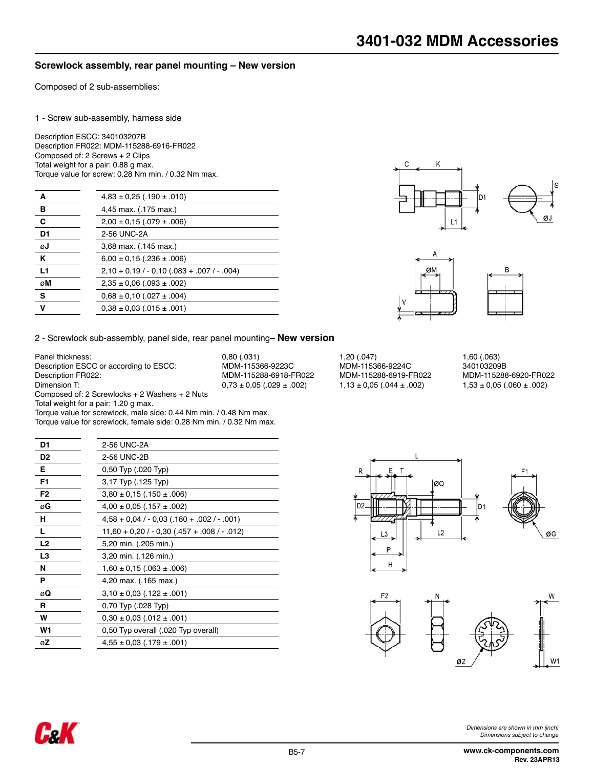# 3401-032 MDM Accessories

## Screwlock assembly, rear panel mounting – New version

Composed of 2 sub-assemblies:

1 - Screw sub-assembly, harness side

Description ESCC: 340103207B
Description FR022: MDM-115288-6916-FR022
Composed of: 2 Screws + 2 Clips
Total weight for a pair: 0.88 g max.
Torque value for screw: 0.28 Nm min. / 0.32 Nm max.

| | |
|---|---|
| **A** | 4,83 ± 0,25 (.190 ± .010) |
| **B** | 4,45 max. (.175 max.) |
| **C** | 2,00 ± 0,15 (.079 ± .006) |
| **D1** | 2-56 UNC-2A |
| **øJ** | 3,68 max. (.145 max.) |
| **K** | 6,00 ± 0,15 (.236 ± .006) |
| **L1** | 2,10 + 0,19 / - 0,10 (.083 + .007 / - .004) |
| **øM** | 2,35 ± 0,06 (.093 ± .002) |
| **S** | 0,68 ± 0,10 (.027 ± .004) |
| **V** | 0,38 ± 0,03 (.015 ± .001) |

2 - Screwlock sub-assembly, panel side, rear panel mounting– **New version**

| | | | |
|---|---|---|---|
| Panel thickness: | 0,80 (.031) | 1,20 (.047) | 1,60 (.063) |
| Description ESCC or according to ESCC: | MDM-115366-9223C | MDM-115366-9224C | 340103209B |
| Description FR022: | MDM-115288-6918-FR022 | MDM-115288-6919-FR022 | MDM-115288-6920-FR022 |
| Dimension T: | 0,73 ± 0,05 (.029 ± .002) | 1,13 ± 0,05 (.044 ± .002) | 1,53 ± 0,05 (.060 ± .002) |

Composed of: 2 Screwlocks + 2 Washers + 2 Nuts
Total weight for a pair: 1.20 g max.
Torque value for screwlock, male side: 0.44 Nm min. / 0.48 Nm max.
Torque value for screwlock, female side: 0.28 Nm min. / 0.32 Nm max.

| | |
|---|---|
| **D1** | 2-56 UNC-2A |
| **D2** | 2-56 UNC-2B |
| **E** | 0,50 Typ (.020 Typ) |
| **F1** | 3,17 Typ (.125 Typ) |
| **F2** | 3,80 ± 0,15 (.150 ± .006) |
| **øG** | 4,00 ± 0,05 (.157 ± .002) |
| **H** | 4,58 + 0,04 / - 0,03 (.180 + .002 / - .001) |
| **L** | 11,60 + 0,20 / - 0,30 (.457 + .008 / - .012) |
| **L2** | 5,20 min. (.205 min.) |
| **L3** | 3,20 min. (.126 min.) |
| **N** | 1,60 ± 0,15 (.063 ± .006) |
| **P** | 4,20 max. (.165 max.) |
| **øQ** | 3,10 ± 0,03 (.122 ± .001) |
| **R** | 0,70 Typ (.028 Typ) |
| **W** | 0,30 ± 0,03 (.012 ± .001) |
| **W1** | 0,50 Typ overall (.020 Typ overall) |
| **øZ** | 4,55 ± 0,03 (.179 ± .001) |

*Dimensions are shown in mm (inch)*
*Dimensions subject to change*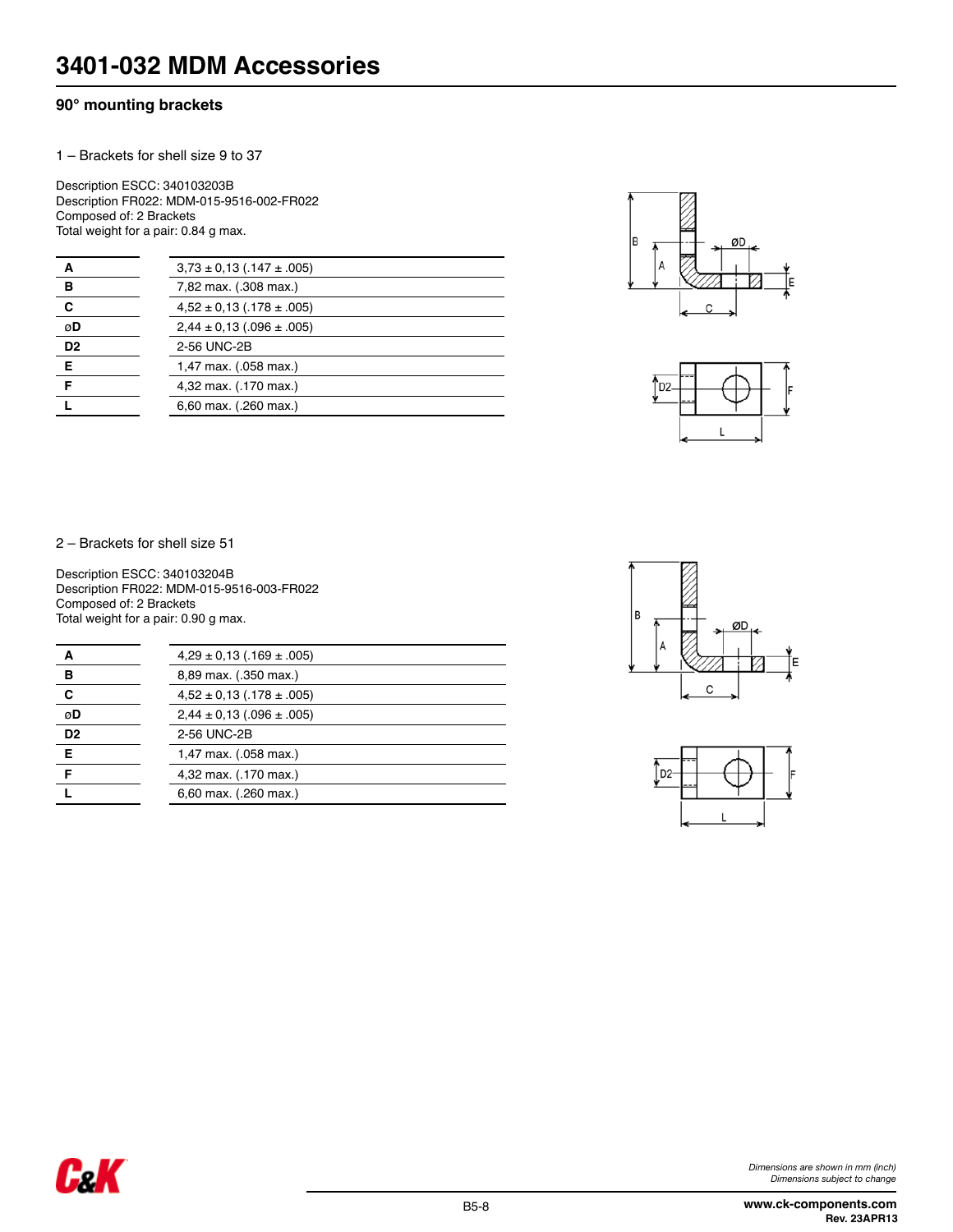# 3401-032 MDM Accessories

## 90° mounting brackets

1 – Brackets for shell size 9 to 37

Description ESCC: 340103203B
Description FR022: MDM-015-9516-002-FR022
Composed of: 2 Brackets
Total weight for a pair: 0.84 g max.

| | |
|---|---|
| **A** | 3,73 ± 0,13 (.147 ± .005) |
| **B** | 7,82 max. (.308 max.) |
| **C** | 4,52 ± 0,13 (.178 ± .005) |
| **øD** | 2,44 ± 0,13 (.096 ± .005) |
| **D2** | 2-56 UNC-2B |
| **E** | 1,47 max. (.058 max.) |
| **F** | 4,32 max. (.170 max.) |
| **L** | 6,60 max. (.260 max.) |

2 – Brackets for shell size 51

Description ESCC: 340103204B
Description FR022: MDM-015-9516-003-FR022
Composed of: 2 Brackets
Total weight for a pair: 0.90 g max.

| | |
|---|---|
| **A** | 4,29 ± 0,13 (.169 ± .005) |
| **B** | 8,89 max. (.350 max.) |
| **C** | 4,52 ± 0,13 (.178 ± .005) |
| **øD** | 2,44 ± 0,13 (.096 ± .005) |
| **D2** | 2-56 UNC-2B |
| **E** | 1,47 max. (.058 max.) |
| **F** | 4,32 max. (.170 max.) |
| **L** | 6,60 max. (.260 max.) |

*Dimensions are shown in mm (inch)*
*Dimensions subject to change*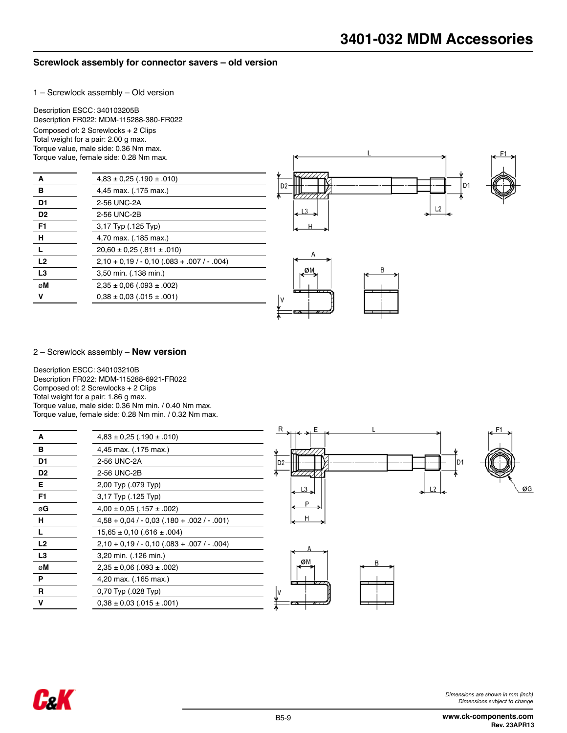# 3401-032 MDM Accessories

## Screwlock assembly for connector savers – old version

1 – Screwlock assembly – Old version

Description ESCC: 340103205B
Description FR022: MDM-115288-380-FR022
Composed of: 2 Screwlocks + 2 Clips
Total weight for a pair: 2.00 g max.
Torque value, male side: 0.36 Nm max.
Torque value, female side: 0.28 Nm max.

| | |
|---|---|
| **A** | 4,83 ± 0,25 (.190 ± .010) |
| **B** | 4,45 max. (.175 max.) |
| **D1** | 2-56 UNC-2A |
| **D2** | 2-56 UNC-2B |
| **F1** | 3,17 Typ (.125 Typ) |
| **H** | 4,70 max. (.185 max.) |
| **L** | 20,60 ± 0,25 (.811 ± .010) |
| **L2** | 2,10 + 0,19 / - 0,10 (.083 + .007 / - .004) |
| **L3** | 3,50 min. (.138 min.) |
| **øM** | 2,35 ± 0,06 (.093 ± .002) |
| **V** | 0,38 ± 0,03 (.015 ± .001) |

2 – Screwlock assembly – **New version**

Description ESCC: 340103210B
Description FR022: MDM-115288-6921-FR022
Composed of: 2 Screwlocks + 2 Clips
Total weight for a pair: 1.86 g max.
Torque value, male side: 0.36 Nm min. / 0.40 Nm max.
Torque value, female side: 0.28 Nm min. / 0.32 Nm max.

| | |
|---|---|
| **A** | 4,83 ± 0,25 (.190 ± .010) |
| **B** | 4,45 max. (.175 max.) |
| **D1** | 2-56 UNC-2A |
| **D2** | 2-56 UNC-2B |
| **E** | 2,00 Typ (.079 Typ) |
| **F1** | 3,17 Typ (.125 Typ) |
| **øG** | 4,00 ± 0,05 (.157 ± .002) |
| **H** | 4,58 + 0,04 / - 0,03 (.180 + .002 / - .001) |
| **L** | 15,65 ± 0,10 (.616 ± .004) |
| **L2** | 2,10 + 0,19 / - 0,10 (.083 + .007 / - .004) |
| **L3** | 3,20 min. (.126 min.) |
| **øM** | 2,35 ± 0,06 (.093 ± .002) |
| **P** | 4,20 max. (.165 max.) |
| **R** | 0,70 Typ (.028 Typ) |
| **V** | 0,38 ± 0,03 (.015 ± .001) |

*Dimensions are shown in mm (inch)*
*Dimensions subject to change*

www.ck-components.com
Rev. 23APR13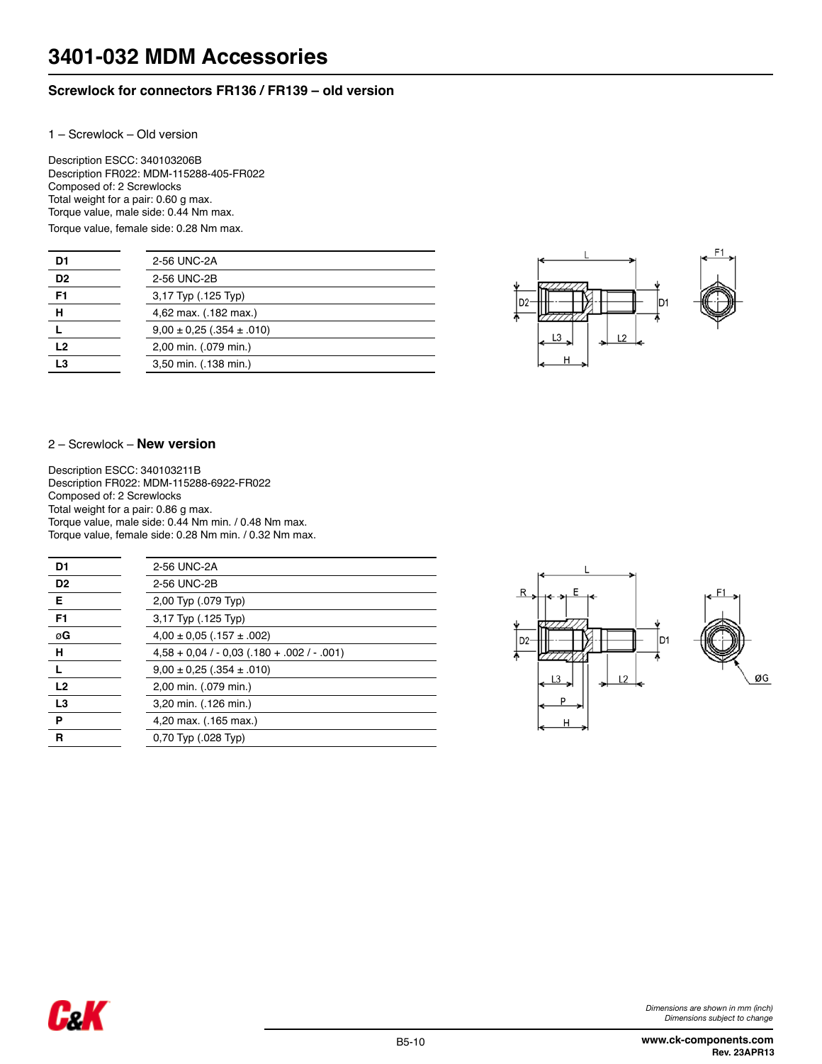# 3401-032 MDM Accessories

## Screwlock for connectors FR136 / FR139 – old version

### 1 – Screwlock – Old version

Description ESCC: 340103206B
Description FR022: MDM-115288-405-FR022
Composed of: 2 Screwlocks
Total weight for a pair: 0.60 g max.
Torque value, male side: 0.44 Nm max.
Torque value, female side: 0.28 Nm max.

| | |
|---|---|
| **D1** | 2-56 UNC-2A |
| **D2** | 2-56 UNC-2B |
| **F1** | 3,17 Typ (.125 Typ) |
| **H** | 4,62 max. (.182 max.) |
| **L** | 9,00 ± 0,25 (.354 ± .010) |
| **L2** | 2,00 min. (.079 min.) |
| **L3** | 3,50 min. (.138 min.) |

### 2 – Screwlock – **New version**

Description ESCC: 340103211B
Description FR022: MDM-115288-6922-FR022
Composed of: 2 Screwlocks
Total weight for a pair: 0.86 g max.
Torque value, male side: 0.44 Nm min. / 0.48 Nm max.
Torque value, female side: 0.28 Nm min. / 0.32 Nm max.

| | |
|---|---|
| **D1** | 2-56 UNC-2A |
| **D2** | 2-56 UNC-2B |
| **E** | 2,00 Typ (.079 Typ) |
| **F1** | 3,17 Typ (.125 Typ) |
| **øG** | 4,00 ± 0,05 (.157 ± .002) |
| **H** | 4,58 + 0,04 / - 0,03 (.180 + .002 / - .001) |
| **L** | 9,00 ± 0,25 (.354 ± .010) |
| **L2** | 2,00 min. (.079 min.) |
| **L3** | 3,20 min. (.126 min.) |
| **P** | 4,20 max. (.165 max.) |
| **R** | 0,70 Typ (.028 Typ) |

*Dimensions are shown in mm (inch)*
*Dimensions subject to change*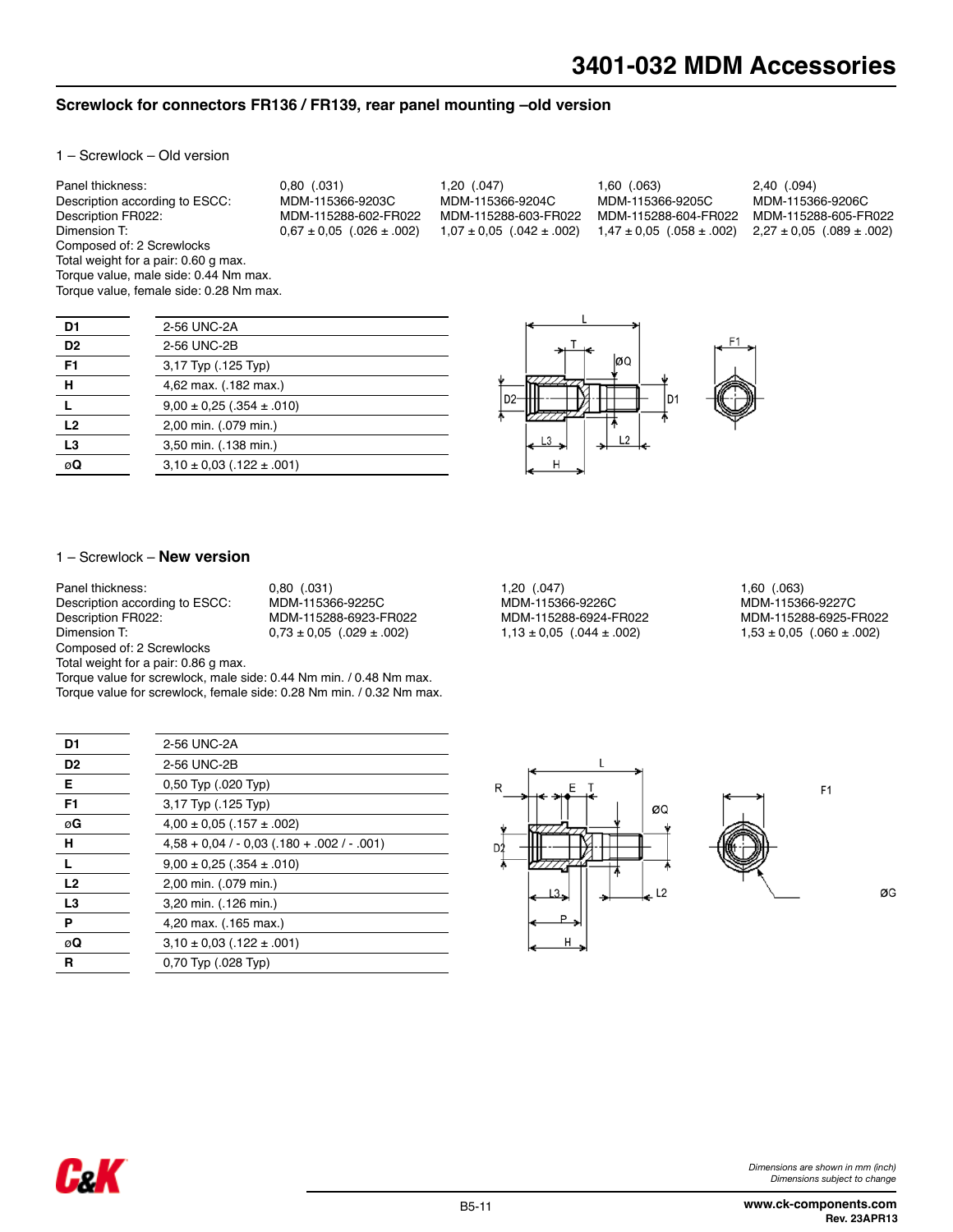# 3401-032 MDM Accessories

## Screwlock for connectors FR136 / FR139, rear panel mounting –old version

1 – Screwlock – Old version

| Panel thickness: | 0,80 (.031) | 1,20 (.047) | 1,60 (.063) | 2,40 (.094) |
|---|---|---|---|---|
| Description according to ESCC: | MDM-115366-9203C | MDM-115366-9204C | MDM-115366-9205C | MDM-115366-9206C |
| Description FR022: | MDM-115288-602-FR022 | MDM-115288-603-FR022 | MDM-115288-604-FR022 | MDM-115288-605-FR022 |
| Dimension T: | 0,67 ± 0,05 (.026 ± .002) | 1,07 ± 0,05 (.042 ± .002) | 1,47 ± 0,05 (.058 ± .002) | 2,27 ± 0,05 (.089 ± .002) |

Composed of: 2 Screwlocks
Total weight for a pair: 0.60 g max.
Torque value, male side: 0.44 Nm max.
Torque value, female side: 0.28 Nm max.

| | |
|---|---|
| **D1** | 2-56 UNC-2A |
| **D2** | 2-56 UNC-2B |
| **F1** | 3,17 Typ (.125 Typ) |
| **H** | 4,62 max. (.182 max.) |
| **L** | 9,00 ± 0,25 (.354 ± .010) |
| **L2** | 2,00 min. (.079 min.) |
| **L3** | 3,50 min. (.138 min.) |
| **øQ** | 3,10 ± 0,03 (.122 ± .001) |

1 – Screwlock – **New version**

| Panel thickness: | 0,80 (.031) | 1,20 (.047) | 1,60 (.063) |
|---|---|---|---|
| Description according to ESCC: | MDM-115366-9225C | MDM-115366-9226C | MDM-115366-9227C |
| Description FR022: | MDM-115288-6923-FR022 | MDM-115288-6924-FR022 | MDM-115288-6925-FR022 |
| Dimension T: | 0,73 ± 0,05 (.029 ± .002) | 1,13 ± 0,05 (.044 ± .002) | 1,53 ± 0,05 (.060 ± .002) |

Composed of: 2 Screwlocks
Total weight for a pair: 0.86 g max.
Torque value for screwlock, male side: 0.44 Nm min. / 0.48 Nm max.
Torque value for screwlock, female side: 0.28 Nm min. / 0.32 Nm max.

| | |
|---|---|
| **D1** | 2-56 UNC-2A |
| **D2** | 2-56 UNC-2B |
| **E** | 0,50 Typ (.020 Typ) |
| **F1** | 3,17 Typ (.125 Typ) |
| **øG** | 4,00 ± 0,05 (.157 ± .002) |
| **H** | 4,58 + 0,04 / - 0,03 (.180 + .002 / - .001) |
| **L** | 9,00 ± 0,25 (.354 ± .010) |
| **L2** | 2,00 min. (.079 min.) |
| **L3** | 3,20 min. (.126 min.) |
| **P** | 4,20 max. (.165 max.) |
| **øQ** | 3,10 ± 0,03 (.122 ± .001) |
| **R** | 0,70 Typ (.028 Typ) |

*Dimensions are shown in mm (inch)*
*Dimensions subject to change*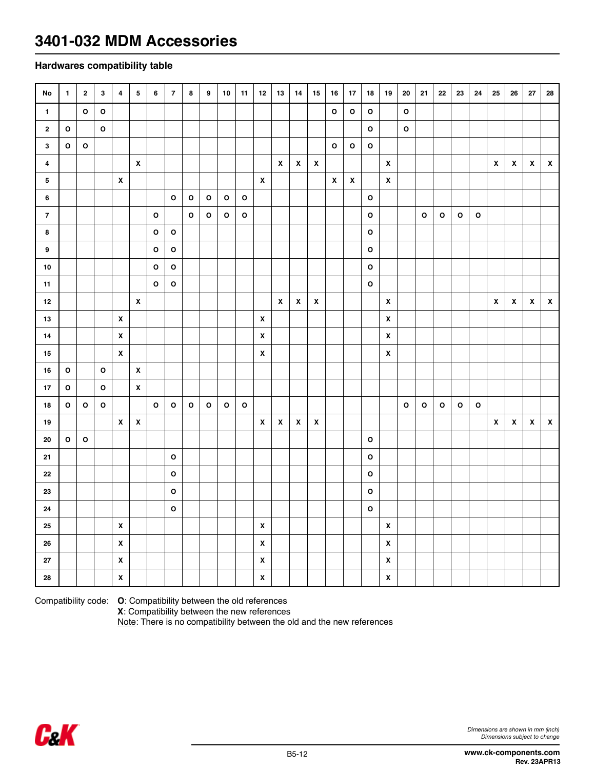# 3401-032 MDM Accessories

## Hardwares compatibility table

| No | 1 | 2 | 3 | 4 | 5 | 6 | 7 | 8 | 9 | 10 | 11 | 12 | 13 | 14 | 15 | 16 | 17 | 18 | 19 | 20 | 21 | 22 | 23 | 24 | 25 | 26 | 27 | 28 |
|---|---|---|---|---|---|---|---|---|---|---|---|---|---|---|---|---|---|---|---|---|---|---|---|---|---|---|---|---|
| 1 | | O | O | | | | | | | | | | | | | O | O | O | | O | | | | | | | | |
| 2 | O | | O | | | | | | | | | | | | | | | O | | O | | | | | | | | |
| 3 | O | O | | | | | | | | | | | | | | O | O | O | | | | | | | | | | |
| 4 | | | | | X | | | | | | | | X | X | X | | | | X | | | | | | X | X | X | X |
| 5 | | | | X | | | | | | | | X | | | | X | X | | X | | | | | | | | | |
| 6 | | | | | | | O | O | O | O | O | | | | | | | O | | | | | | | | | | |
| 7 | | | | | | O | | O | O | O | O | | | | | | | O | | | O | O | O | O | | | | |
| 8 | | | | | | O | O | | | | | | | | | | | O | | | | | | | | | | |
| 9 | | | | | | O | O | | | | | | | | | | | O | | | | | | | | | | |
| 10 | | | | | | O | O | | | | | | | | | | | O | | | | | | | | | | |
| 11 | | | | | | O | O | | | | | | | | | | | O | | | | | | | | | | |
| 12 | | | | | X | | | | | | | | X | X | X | | | | X | | | | | | X | X | X | X |
| 13 | | | | X | | | | | | | | X | | | | | | | X | | | | | | | | | |
| 14 | | | | X | | | | | | | | X | | | | | | | X | | | | | | | | | |
| 15 | | | | X | | | | | | | | X | | | | | | | X | | | | | | | | | |
| 16 | O | | O | | X | | | | | | | | | | | | | | | | | | | | | | | |
| 17 | O | | O | | X | | | | | | | | | | | | | | | | | | | | | | | |
| 18 | O | O | O | | | O | O | O | O | O | O | | | | | | | | | O | O | O | O | O | | | | |
| 19 | | | | X | X | | | | | | | X | X | X | X | | | | | | | | | | X | X | X | X |
| 20 | O | O | | | | | | | | | | | | | | | | O | | | | | | | | | | |
| 21 | | | | | | | O | | | | | | | | | | | O | | | | | | | | | | |
| 22 | | | | | | | O | | | | | | | | | | | O | | | | | | | | | | |
| 23 | | | | | | | O | | | | | | | | | | | O | | | | | | | | | | |
| 24 | | | | | | | O | | | | | | | | | | | O | | | | | | | | | | |
| 25 | | | | X | | | | | | | | X | | | | | | | X | | | | | | | | | |
| 26 | | | | X | | | | | | | | X | | | | | | | X | | | | | | | | | |
| 27 | | | | X | | | | | | | | X | | | | | | | X | | | | | | | | | |
| 28 | | | | X | | | | | | | | X | | | | | | | X | | | | | | | | | |

Compatibility code: **O**: Compatibility between the old references
**X**: Compatibility between the new references
Note: There is no compatibility between the old and the new references

*Dimensions are shown in mm (inch)*
*Dimensions subject to change*